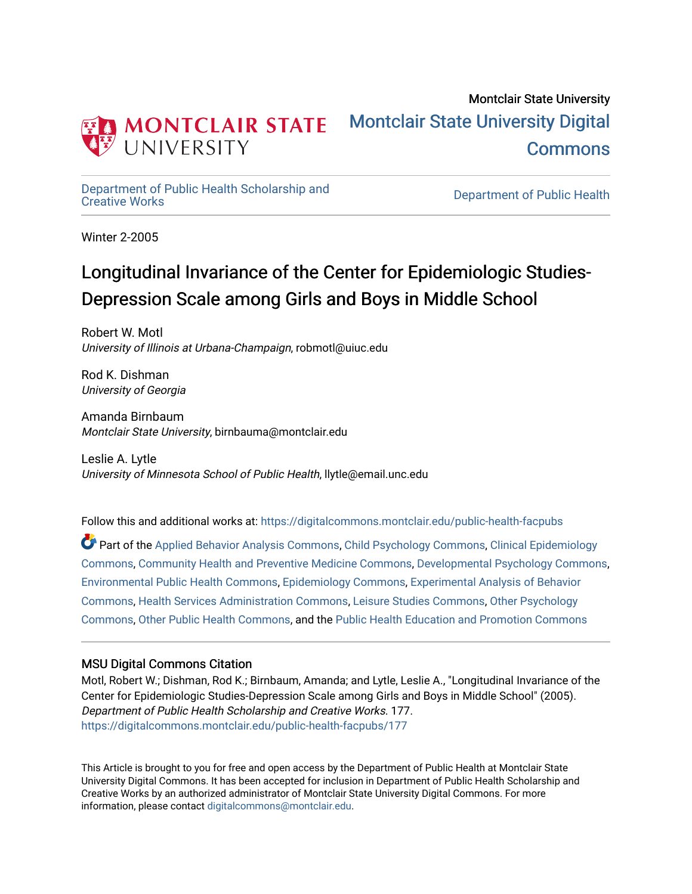Montclair State University

# Montclair State University Digital Commons

Department of Public Health Scholarship and Creative Works

Department of Public Health

Winter 2-2005

# Longitudinal Invariance of the Center for Epidemiologic Studies-Depression Scale among Girls and Boys in Middle School

Robert W. Motl
*University of Illinois at Urbana-Champaign*, robmotl@uiuc.edu

Rod K. Dishman
*University of Georgia*

Amanda Birnbaum
*Montclair State University*, birnbauma@montclair.edu

Leslie A. Lytle
*University of Minnesota School of Public Health*, llytle@email.unc.edu

Follow this and additional works at: https://digitalcommons.montclair.edu/public-health-facpubs

Part of the Applied Behavior Analysis Commons, Child Psychology Commons, Clinical Epidemiology Commons, Community Health and Preventive Medicine Commons, Developmental Psychology Commons, Environmental Public Health Commons, Epidemiology Commons, Experimental Analysis of Behavior Commons, Health Services Administration Commons, Leisure Studies Commons, Other Psychology Commons, Other Public Health Commons, and the Public Health Education and Promotion Commons

## MSU Digital Commons Citation

Motl, Robert W.; Dishman, Rod K.; Birnbaum, Amanda; and Lytle, Leslie A., "Longitudinal Invariance of the Center for Epidemiologic Studies-Depression Scale among Girls and Boys in Middle School" (2005). *Department of Public Health Scholarship and Creative Works*. 177.
https://digitalcommons.montclair.edu/public-health-facpubs/177

This Article is brought to you for free and open access by the Department of Public Health at Montclair State University Digital Commons. It has been accepted for inclusion in Department of Public Health Scholarship and Creative Works by an authorized administrator of Montclair State University Digital Commons. For more information, please contact digitalcommons@montclair.edu.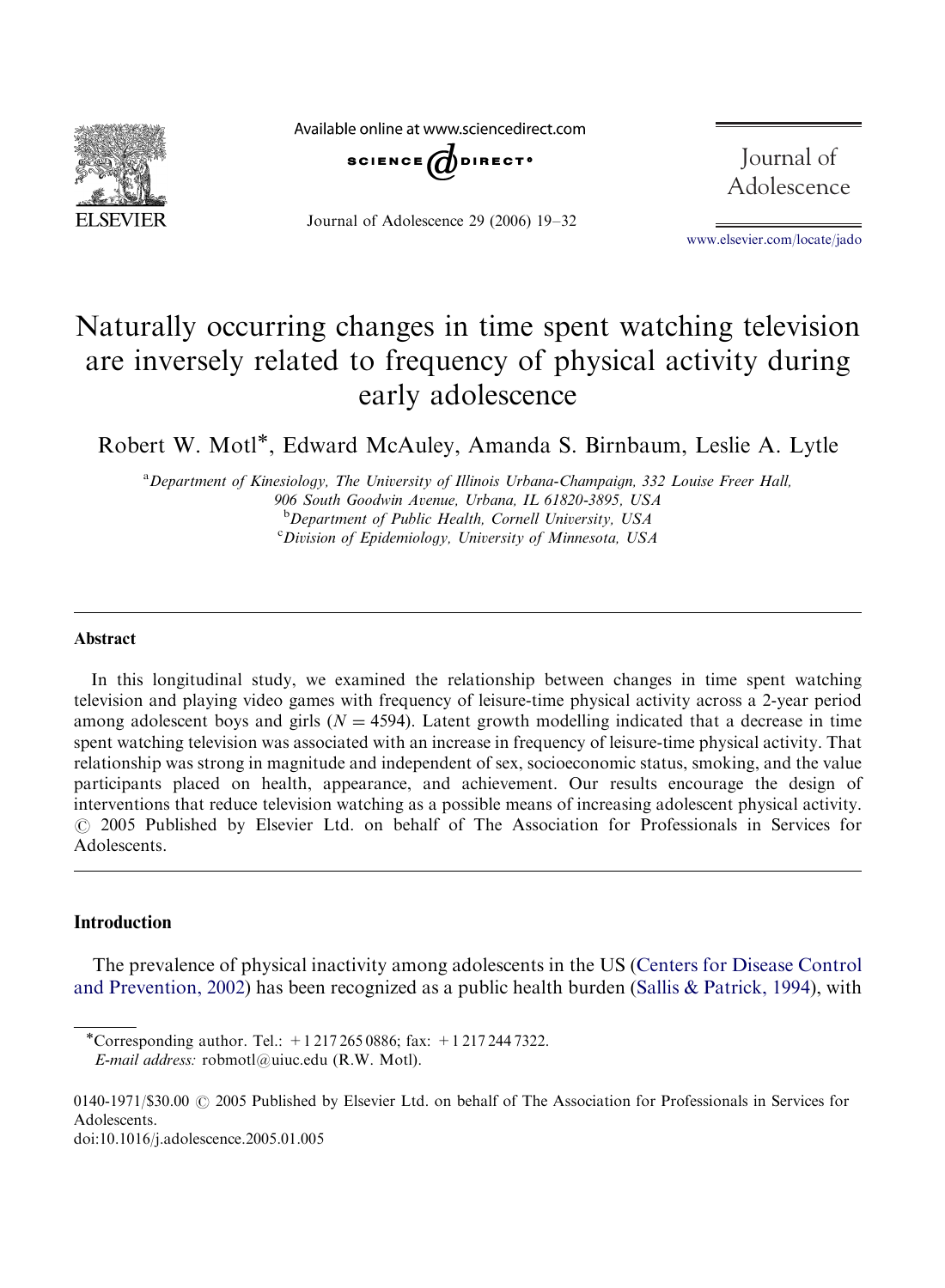# Naturally occurring changes in time spent watching television are inversely related to frequency of physical activity during early adolescence

Robert W. Motl*, Edward McAuley, Amanda S. Birnbaum, Leslie A. Lytle

[a] Department of Kinesiology, The University of Illinois Urbana-Champaign, 332 Louise Freer Hall, 906 South Goodwin Avenue, Urbana, IL 61820-3895, USA

[b] Department of Public Health, Cornell University, USA

[c] Division of Epidemiology, University of Minnesota, USA

## Abstract

In this longitudinal study, we examined the relationship between changes in time spent watching television and playing video games with frequency of leisure-time physical activity across a 2-year period among adolescent boys and girls ($N = 4594$). Latent growth modelling indicated that a decrease in time spent watching television was associated with an increase in frequency of leisure-time physical activity. That relationship was strong in magnitude and independent of sex, socioeconomic status, smoking, and the value participants placed on health, appearance, and achievement. Our results encourage the design of interventions that reduce television watching as a possible means of increasing adolescent physical activity. © 2005 Published by Elsevier Ltd. on behalf of The Association for Professionals in Services for Adolescents.

## Introduction

The prevalence of physical inactivity among adolescents in the US (Centers for Disease Control and Prevention, 2002) has been recognized as a public health burden (Sallis & Patrick, 1994), with

*Corresponding author. Tel.: +1 217 265 0886; fax: +1 217 244 7322.
*E-mail address:* robmotl@uiuc.edu (R.W. Motl).

0140-1971/$30.00 © 2005 Published by Elsevier Ltd. on behalf of The Association for Professionals in Services for Adolescents.
doi:10.1016/j.adolescence.2005.01.005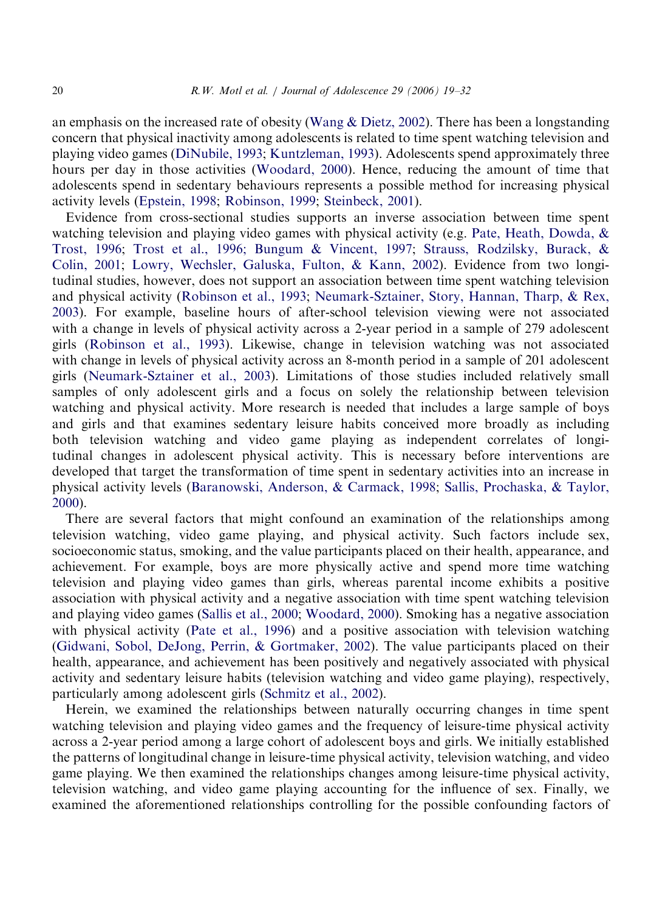an emphasis on the increased rate of obesity (Wang & Dietz, 2002). There has been a longstanding concern that physical inactivity among adolescents is related to time spent watching television and playing video games (DiNubile, 1993; Kuntzleman, 1993). Adolescents spend approximately three hours per day in those activities (Woodard, 2000). Hence, reducing the amount of time that adolescents spend in sedentary behaviours represents a possible method for increasing physical activity levels (Epstein, 1998; Robinson, 1999; Steinbeck, 2001).

Evidence from cross-sectional studies supports an inverse association between time spent watching television and playing video games with physical activity (e.g. Pate, Heath, Dowda, & Trost, 1996; Trost et al., 1996; Bungum & Vincent, 1997; Strauss, Rodzilsky, Burack, & Colin, 2001; Lowry, Wechsler, Galuska, Fulton, & Kann, 2002). Evidence from two longitudinal studies, however, does not support an association between time spent watching television and physical activity (Robinson et al., 1993; Neumark-Sztainer, Story, Hannan, Tharp, & Rex, 2003). For example, baseline hours of after-school television viewing were not associated with a change in levels of physical activity across a 2-year period in a sample of 279 adolescent girls (Robinson et al., 1993). Likewise, change in television watching was not associated with change in levels of physical activity across an 8-month period in a sample of 201 adolescent girls (Neumark-Sztainer et al., 2003). Limitations of those studies included relatively small samples of only adolescent girls and a focus on solely the relationship between television watching and physical activity. More research is needed that includes a large sample of boys and girls and that examines sedentary leisure habits conceived more broadly as including both television watching and video game playing as independent correlates of longitudinal changes in adolescent physical activity. This is necessary before interventions are developed that target the transformation of time spent in sedentary activities into an increase in physical activity levels (Baranowski, Anderson, & Carmack, 1998; Sallis, Prochaska, & Taylor, 2000).

There are several factors that might confound an examination of the relationships among television watching, video game playing, and physical activity. Such factors include sex, socioeconomic status, smoking, and the value participants placed on their health, appearance, and achievement. For example, boys are more physically active and spend more time watching television and playing video games than girls, whereas parental income exhibits a positive association with physical activity and a negative association with time spent watching television and playing video games (Sallis et al., 2000; Woodard, 2000). Smoking has a negative association with physical activity (Pate et al., 1996) and a positive association with television watching (Gidwani, Sobol, DeJong, Perrin, & Gortmaker, 2002). The value participants placed on their health, appearance, and achievement has been positively and negatively associated with physical activity and sedentary leisure habits (television watching and video game playing), respectively, particularly among adolescent girls (Schmitz et al., 2002).

Herein, we examined the relationships between naturally occurring changes in time spent watching television and playing video games and the frequency of leisure-time physical activity across a 2-year period among a large cohort of adolescent boys and girls. We initially established the patterns of longitudinal change in leisure-time physical activity, television watching, and video game playing. We then examined the relationships changes among leisure-time physical activity, television watching, and video game playing accounting for the influence of sex. Finally, we examined the aforementioned relationships controlling for the possible confounding factors of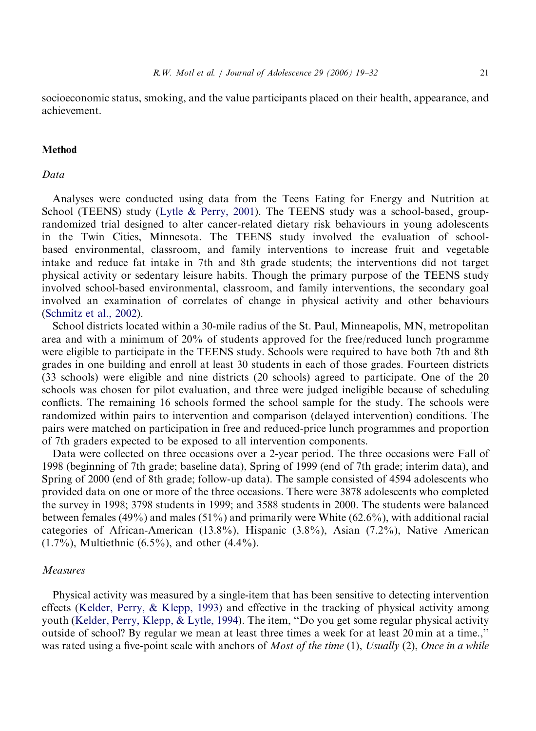socioeconomic status, smoking, and the value participants placed on their health, appearance, and achievement.

## Method

### *Data*

Analyses were conducted using data from the Teens Eating for Energy and Nutrition at School (TEENS) study (Lytle & Perry, 2001). The TEENS study was a school-based, group-randomized trial designed to alter cancer-related dietary risk behaviours in young adolescents in the Twin Cities, Minnesota. The TEENS study involved the evaluation of school-based environmental, classroom, and family interventions to increase fruit and vegetable intake and reduce fat intake in 7th and 8th grade students; the interventions did not target physical activity or sedentary leisure habits. Though the primary purpose of the TEENS study involved school-based environmental, classroom, and family interventions, the secondary goal involved an examination of correlates of change in physical activity and other behaviours (Schmitz et al., 2002).

School districts located within a 30-mile radius of the St. Paul, Minneapolis, MN, metropolitan area and with a minimum of 20% of students approved for the free/reduced lunch programme were eligible to participate in the TEENS study. Schools were required to have both 7th and 8th grades in one building and enroll at least 30 students in each of those grades. Fourteen districts (33 schools) were eligible and nine districts (20 schools) agreed to participate. One of the 20 schools was chosen for pilot evaluation, and three were judged ineligible because of scheduling conflicts. The remaining 16 schools formed the school sample for the study. The schools were randomized within pairs to intervention and comparison (delayed intervention) conditions. The pairs were matched on participation in free and reduced-price lunch programmes and proportion of 7th graders expected to be exposed to all intervention components.

Data were collected on three occasions over a 2-year period. The three occasions were Fall of 1998 (beginning of 7th grade; baseline data), Spring of 1999 (end of 7th grade; interim data), and Spring of 2000 (end of 8th grade; follow-up data). The sample consisted of 4594 adolescents who provided data on one or more of the three occasions. There were 3878 adolescents who completed the survey in 1998; 3798 students in 1999; and 3588 students in 2000. The students were balanced between females (49%) and males (51%) and primarily were White (62.6%), with additional racial categories of African-American (13.8%), Hispanic (3.8%), Asian (7.2%), Native American (1.7%), Multiethnic (6.5%), and other (4.4%).

### *Measures*

Physical activity was measured by a single-item that has been sensitive to detecting intervention effects (Kelder, Perry, & Klepp, 1993) and effective in the tracking of physical activity among youth (Kelder, Perry, Klepp, & Lytle, 1994). The item, ''Do you get some regular physical activity outside of school? By regular we mean at least three times a week for at least 20 min at a time.,'' was rated using a five-point scale with anchors of *Most of the time* (1), *Usually* (2), *Once in a while*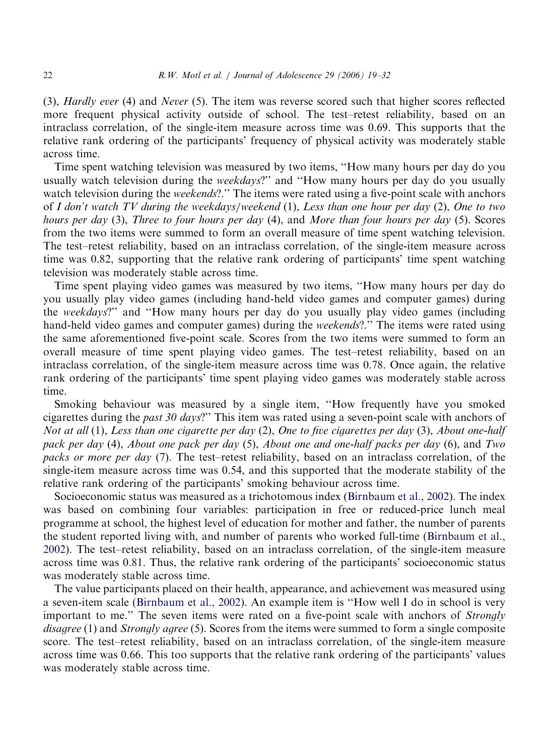(3), *Hardly ever* (4) and *Never* (5). The item was reverse scored such that higher scores reflected more frequent physical activity outside of school. The test–retest reliability, based on an intraclass correlation, of the single-item measure across time was 0.69. This supports that the relative rank ordering of the participants' frequency of physical activity was moderately stable across time.

Time spent watching television was measured by two items, ''How many hours per day do you usually watch television during the *weekdays*?'' and ''How many hours per day do you usually watch television during the *weekends*?.'' The items were rated using a five-point scale with anchors of *I don't watch TV during the weekdays/weekend* (1), *Less than one hour per day* (2), *One to two hours per day* (3), *Three to four hours per day* (4), and *More than four hours per day* (5). Scores from the two items were summed to form an overall measure of time spent watching television. The test–retest reliability, based on an intraclass correlation, of the single-item measure across time was 0.82, supporting that the relative rank ordering of participants' time spent watching television was moderately stable across time.

Time spent playing video games was measured by two items, ''How many hours per day do you usually play video games (including hand-held video games and computer games) during the *weekdays*?'' and ''How many hours per day do you usually play video games (including hand-held video games and computer games) during the *weekends*?.'' The items were rated using the same aforementioned five-point scale. Scores from the two items were summed to form an overall measure of time spent playing video games. The test–retest reliability, based on an intraclass correlation, of the single-item measure across time was 0.78. Once again, the relative rank ordering of the participants' time spent playing video games was moderately stable across time.

Smoking behaviour was measured by a single item, ''How frequently have you smoked cigarettes during the *past 30 days*?'' This item was rated using a seven-point scale with anchors of *Not at all* (1), *Less than one cigarette per day* (2), *One to five cigarettes per day* (3), *About one-half pack per day* (4), *About one pack per day* (5), *About one and one-half packs per day* (6), and *Two packs or more per day* (7). The test–retest reliability, based on an intraclass correlation, of the single-item measure across time was 0.54, and this supported that the moderate stability of the relative rank ordering of the participants' smoking behaviour across time.

Socioeconomic status was measured as a trichotomous index (Birnbaum et al., 2002). The index was based on combining four variables: participation in free or reduced-price lunch meal programme at school, the highest level of education for mother and father, the number of parents the student reported living with, and number of parents who worked full-time (Birnbaum et al., 2002). The test–retest reliability, based on an intraclass correlation, of the single-item measure across time was 0.81. Thus, the relative rank ordering of the participants' socioeconomic status was moderately stable across time.

The value participants placed on their health, appearance, and achievement was measured using a seven-item scale (Birnbaum et al., 2002). An example item is ''How well I do in school is very important to me.'' The seven items were rated on a five-point scale with anchors of *Strongly disagree* (1) and *Strongly agree* (5). Scores from the items were summed to form a single composite score. The test–retest reliability, based on an intraclass correlation, of the single-item measure across time was 0.66. This too supports that the relative rank ordering of the participants' values was moderately stable across time.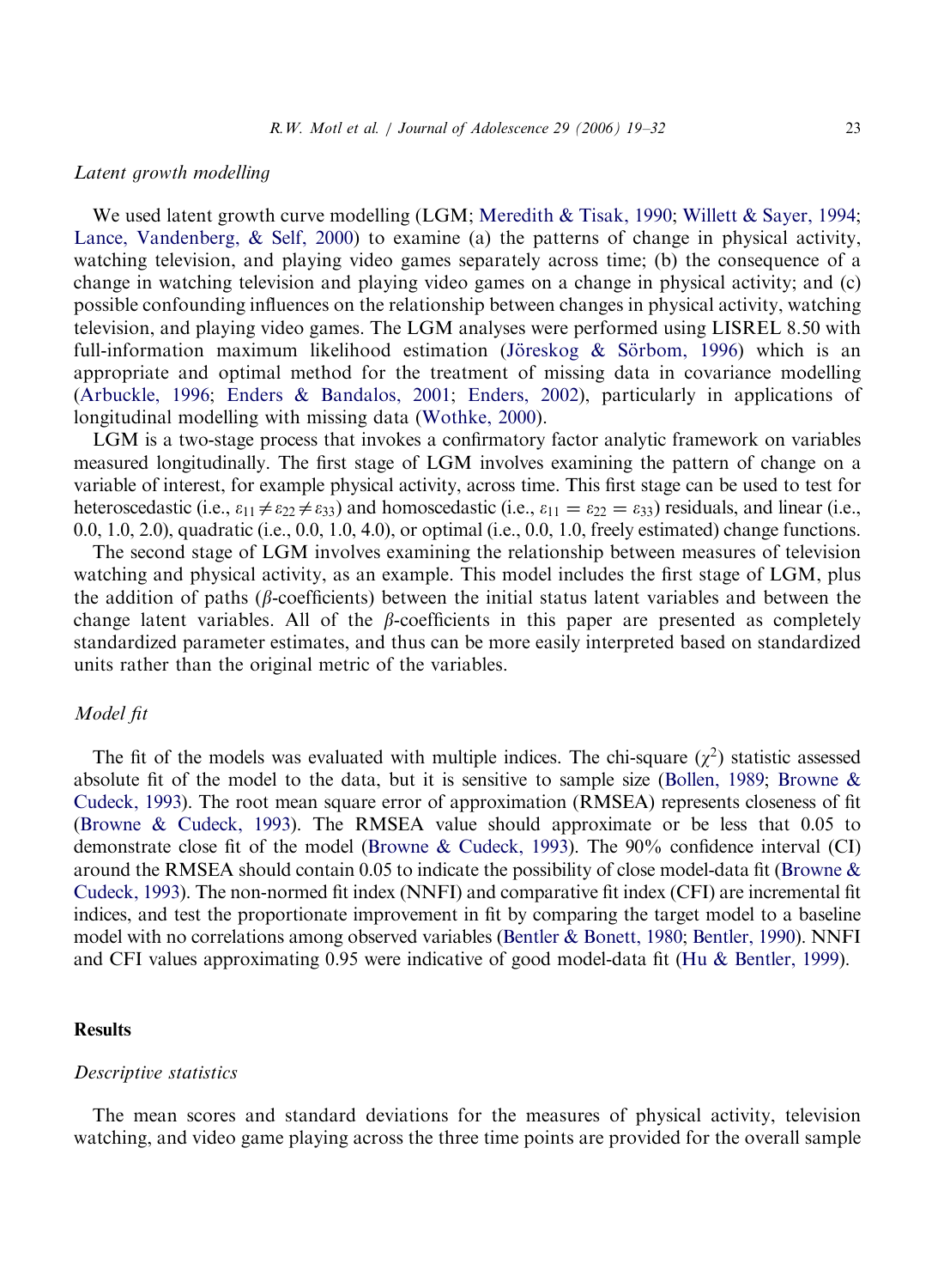### Latent growth modelling

We used latent growth curve modelling (LGM; Meredith & Tisak, 1990; Willett & Sayer, 1994; Lance, Vandenberg, & Self, 2000) to examine (a) the patterns of change in physical activity, watching television, and playing video games separately across time; (b) the consequence of a change in watching television and playing video games on a change in physical activity; and (c) possible confounding influences on the relationship between changes in physical activity, watching television, and playing video games. The LGM analyses were performed using LISREL 8.50 with full-information maximum likelihood estimation (Jöreskog & Sörbom, 1996) which is an appropriate and optimal method for the treatment of missing data in covariance modelling (Arbuckle, 1996; Enders & Bandalos, 2001; Enders, 2002), particularly in applications of longitudinal modelling with missing data (Wothke, 2000).

LGM is a two-stage process that invokes a confirmatory factor analytic framework on variables measured longitudinally. The first stage of LGM involves examining the pattern of change on a variable of interest, for example physical activity, across time. This first stage can be used to test for heteroscedastic (i.e., $\varepsilon_{11} \neq \varepsilon_{22} \neq \varepsilon_{33}$) and homoscedastic (i.e., $\varepsilon_{11} = \varepsilon_{22} = \varepsilon_{33}$) residuals, and linear (i.e., 0.0, 1.0, 2.0), quadratic (i.e., 0.0, 1.0, 4.0), or optimal (i.e., 0.0, 1.0, freely estimated) change functions.

The second stage of LGM involves examining the relationship between measures of television watching and physical activity, as an example. This model includes the first stage of LGM, plus the addition of paths ($\beta$-coefficients) between the initial status latent variables and between the change latent variables. All of the $\beta$-coefficients in this paper are presented as completely standardized parameter estimates, and thus can be more easily interpreted based on standardized units rather than the original metric of the variables.

### Model fit

The fit of the models was evaluated with multiple indices. The chi-square ($\chi^2$) statistic assessed absolute fit of the model to the data, but it is sensitive to sample size (Bollen, 1989; Browne & Cudeck, 1993). The root mean square error of approximation (RMSEA) represents closeness of fit (Browne & Cudeck, 1993). The RMSEA value should approximate or be less that 0.05 to demonstrate close fit of the model (Browne & Cudeck, 1993). The 90% confidence interval (CI) around the RMSEA should contain 0.05 to indicate the possibility of close model-data fit (Browne & Cudeck, 1993). The non-normed fit index (NNFI) and comparative fit index (CFI) are incremental fit indices, and test the proportionate improvement in fit by comparing the target model to a baseline model with no correlations among observed variables (Bentler & Bonett, 1980; Bentler, 1990). NNFI and CFI values approximating 0.95 were indicative of good model-data fit (Hu & Bentler, 1999).

## Results

### Descriptive statistics

The mean scores and standard deviations for the measures of physical activity, television watching, and video game playing across the three time points are provided for the overall sample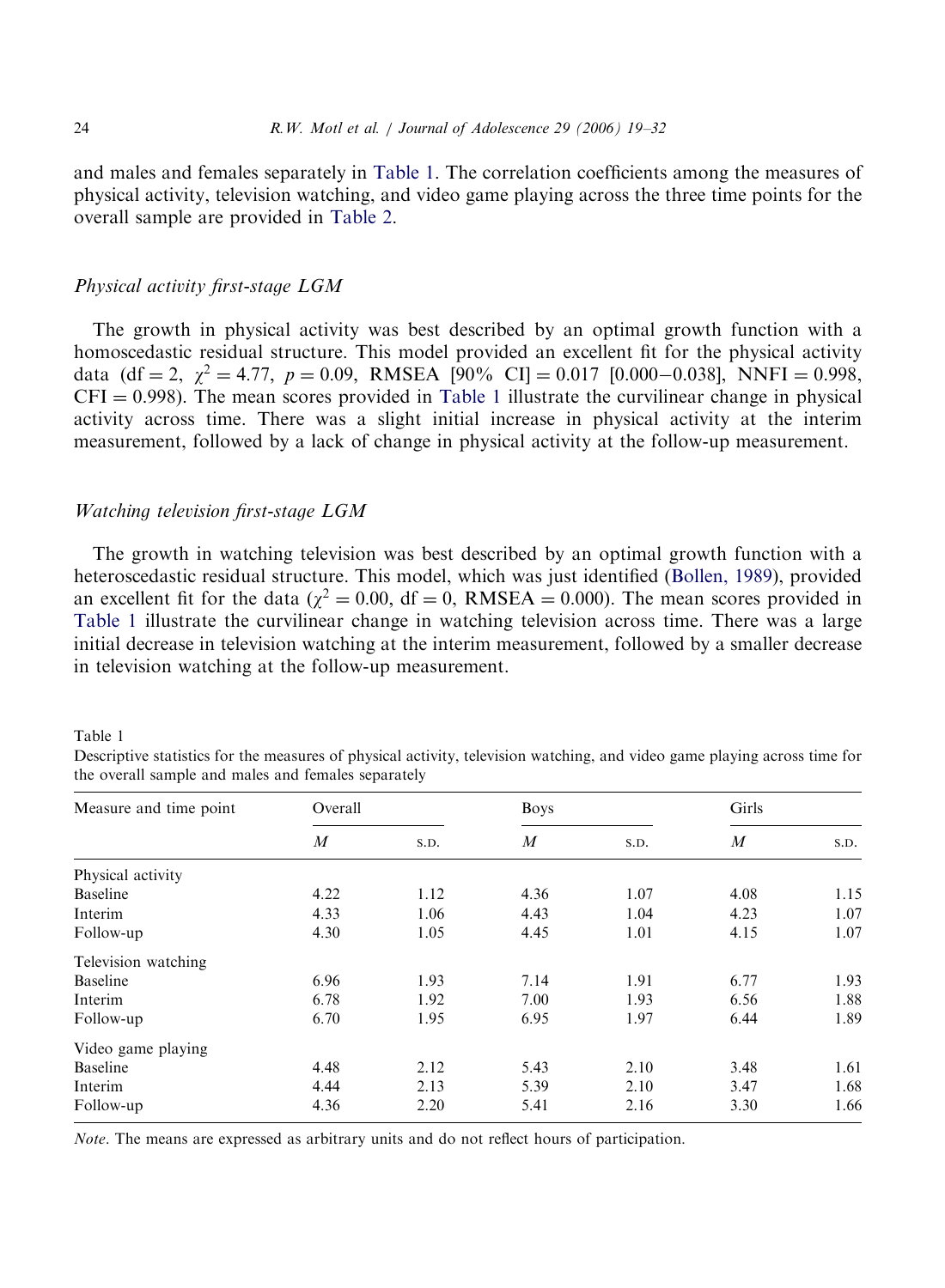and males and females separately in Table 1. The correlation coefficients among the measures of physical activity, television watching, and video game playing across the three time points for the overall sample are provided in Table 2.

### *Physical activity first-stage LGM*

The growth in physical activity was best described by an optimal growth function with a homoscedastic residual structure. This model provided an excellent fit for the physical activity data (df $= 2$, $\chi^2 = 4.77$, $p = 0.09$, RMSEA [90% CI] $= 0.017$ [0.000–0.038], NNFI $= 0.998$, CFI $= 0.998$). The mean scores provided in Table 1 illustrate the curvilinear change in physical activity across time. There was a slight initial increase in physical activity at the interim measurement, followed by a lack of change in physical activity at the follow-up measurement.

### *Watching television first-stage LGM*

The growth in watching television was best described by an optimal growth function with a heteroscedastic residual structure. This model, which was just identified (Bollen, 1989), provided an excellent fit for the data ($\chi^2 = 0.00$, df $= 0$, RMSEA $= 0.000$). The mean scores provided in Table 1 illustrate the curvilinear change in watching television across time. There was a large initial decrease in television watching at the interim measurement, followed by a smaller decrease in television watching at the follow-up measurement.

Table 1
Descriptive statistics for the measures of physical activity, television watching, and video game playing across time for the overall sample and males and females separately

| Measure and time point | Overall | | Boys | | Girls | |
|---|---|---|---|---|---|---|
| | *M* | S.D. | *M* | S.D. | *M* | S.D. |
| Physical activity | | | | | | |
| Baseline | 4.22 | 1.12 | 4.36 | 1.07 | 4.08 | 1.15 |
| Interim | 4.33 | 1.06 | 4.43 | 1.04 | 4.23 | 1.07 |
| Follow-up | 4.30 | 1.05 | 4.45 | 1.01 | 4.15 | 1.07 |
| Television watching | | | | | | |
| Baseline | 6.96 | 1.93 | 7.14 | 1.91 | 6.77 | 1.93 |
| Interim | 6.78 | 1.92 | 7.00 | 1.93 | 6.56 | 1.88 |
| Follow-up | 6.70 | 1.95 | 6.95 | 1.97 | 6.44 | 1.89 |
| Video game playing | | | | | | |
| Baseline | 4.48 | 2.12 | 5.43 | 2.10 | 3.48 | 1.61 |
| Interim | 4.44 | 2.13 | 5.39 | 2.10 | 3.47 | 1.68 |
| Follow-up | 4.36 | 2.20 | 5.41 | 2.16 | 3.30 | 1.66 |

*Note*. The means are expressed as arbitrary units and do not reflect hours of participation.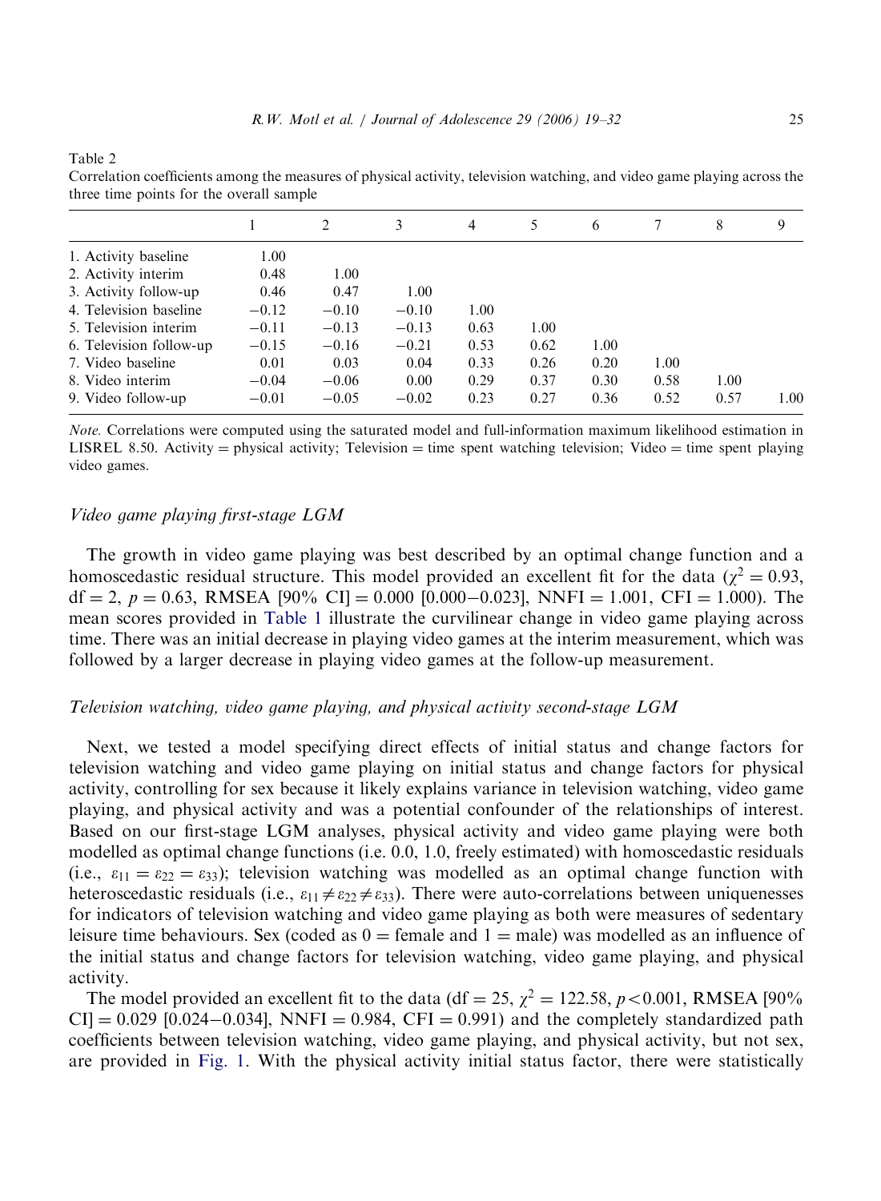Table 2

Correlation coefficients among the measures of physical activity, television watching, and video game playing across the three time points for the overall sample

| | 1 | 2 | 3 | 4 | 5 | 6 | 7 | 8 | 9 |
|---|---|---|---|---|---|---|---|---|---|
| 1. Activity baseline | 1.00 | | | | | | | | |
| 2. Activity interim | 0.48 | 1.00 | | | | | | | |
| 3. Activity follow-up | 0.46 | 0.47 | 1.00 | | | | | | |
| 4. Television baseline | −0.12 | −0.10 | −0.10 | 1.00 | | | | | |
| 5. Television interim | −0.11 | −0.13 | −0.13 | 0.63 | 1.00 | | | | |
| 6. Television follow-up | −0.15 | −0.16 | −0.21 | 0.53 | 0.62 | 1.00 | | | |
| 7. Video baseline | 0.01 | 0.03 | 0.04 | 0.33 | 0.26 | 0.20 | 1.00 | | |
| 8. Video interim | −0.04 | −0.06 | 0.00 | 0.29 | 0.37 | 0.30 | 0.58 | 1.00 | |
| 9. Video follow-up | −0.01 | −0.05 | −0.02 | 0.23 | 0.27 | 0.36 | 0.52 | 0.57 | 1.00 |

*Note.* Correlations were computed using the saturated model and full-information maximum likelihood estimation in LISREL 8.50. Activity = physical activity; Television = time spent watching television; Video = time spent playing video games.

### *Video game playing first-stage LGM*

The growth in video game playing was best described by an optimal change function and a homoscedastic residual structure. This model provided an excellent fit for the data ($\chi^2 = 0.93$, df = 2, $p = 0.63$, RMSEA [90% CI] = 0.000 [0.000−0.023], NNFI = 1.001, CFI = 1.000). The mean scores provided in Table 1 illustrate the curvilinear change in video game playing across time. There was an initial decrease in playing video games at the interim measurement, which was followed by a larger decrease in playing video games at the follow-up measurement.

### *Television watching, video game playing, and physical activity second-stage LGM*

Next, we tested a model specifying direct effects of initial status and change factors for television watching and video game playing on initial status and change factors for physical activity, controlling for sex because it likely explains variance in television watching, video game playing, and physical activity and was a potential confounder of the relationships of interest. Based on our first-stage LGM analyses, physical activity and video game playing were both modelled as optimal change functions (i.e. 0.0, 1.0, freely estimated) with homoscedastic residuals (i.e., $\varepsilon_{11} = \varepsilon_{22} = \varepsilon_{33}$); television watching was modelled as an optimal change function with heteroscedastic residuals (i.e., $\varepsilon_{11} \neq \varepsilon_{22} \neq \varepsilon_{33}$). There were auto-correlations between uniquenesses for indicators of television watching and video game playing as both were measures of sedentary leisure time behaviours. Sex (coded as 0 = female and 1 = male) was modelled as an influence of the initial status and change factors for television watching, video game playing, and physical activity.

The model provided an excellent fit to the data (df = 25, $\chi^2 = 122.58$, $p < 0.001$, RMSEA [90% CI] = 0.029 [0.024−0.034], NNFI = 0.984, CFI = 0.991) and the completely standardized path coefficients between television watching, video game playing, and physical activity, but not sex, are provided in Fig. 1. With the physical activity initial status factor, there were statistically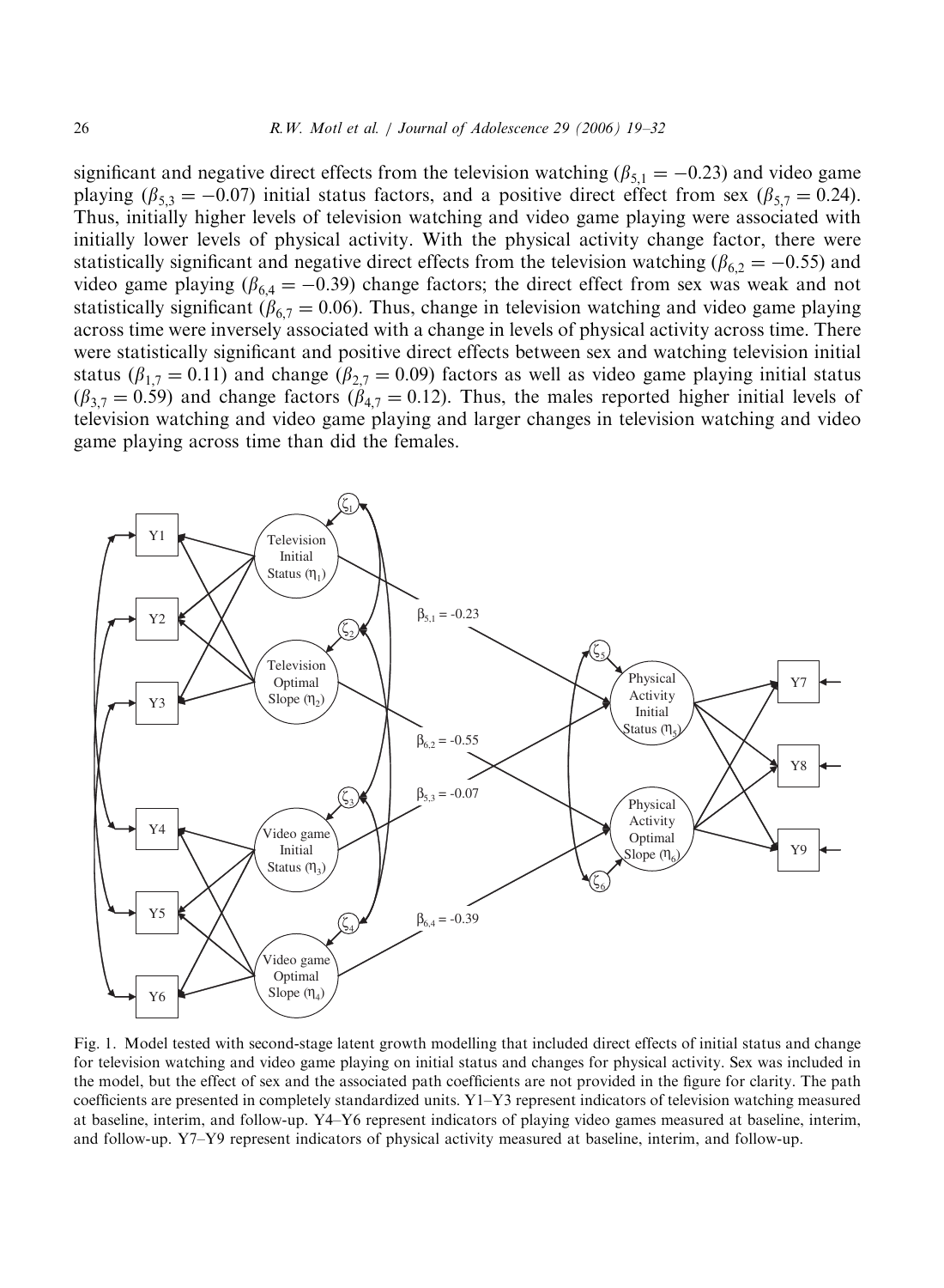significant and negative direct effects from the television watching ($\beta_{5,1} = -0.23$) and video game playing ($\beta_{5,3} = -0.07$) initial status factors, and a positive direct effect from sex ($\beta_{5,7} = 0.24$). Thus, initially higher levels of television watching and video game playing were associated with initially lower levels of physical activity. With the physical activity change factor, there were statistically significant and negative direct effects from the television watching ($\beta_{6,2} = -0.55$) and video game playing ($\beta_{6,4} = -0.39$) change factors; the direct effect from sex was weak and not statistically significant ($\beta_{6,7} = 0.06$). Thus, change in television watching and video game playing across time were inversely associated with a change in levels of physical activity across time. There were statistically significant and positive direct effects between sex and watching television initial status ($\beta_{1,7} = 0.11$) and change ($\beta_{2,7} = 0.09$) factors as well as video game playing initial status ($\beta_{3,7} = 0.59$) and change factors ($\beta_{4,7} = 0.12$). Thus, the males reported higher initial levels of television watching and video game playing and larger changes in television watching and video game playing across time than did the females.

Fig. 1. Model tested with second-stage latent growth modelling that included direct effects of initial status and change for television watching and video game playing on initial status and changes for physical activity. Sex was included in the model, but the effect of sex and the associated path coefficients are not provided in the figure for clarity. The path coefficients are presented in completely standardized units. Y1–Y3 represent indicators of television watching measured at baseline, interim, and follow-up. Y4–Y6 represent indicators of playing video games measured at baseline, interim, and follow-up. Y7–Y9 represent indicators of physical activity measured at baseline, interim, and follow-up.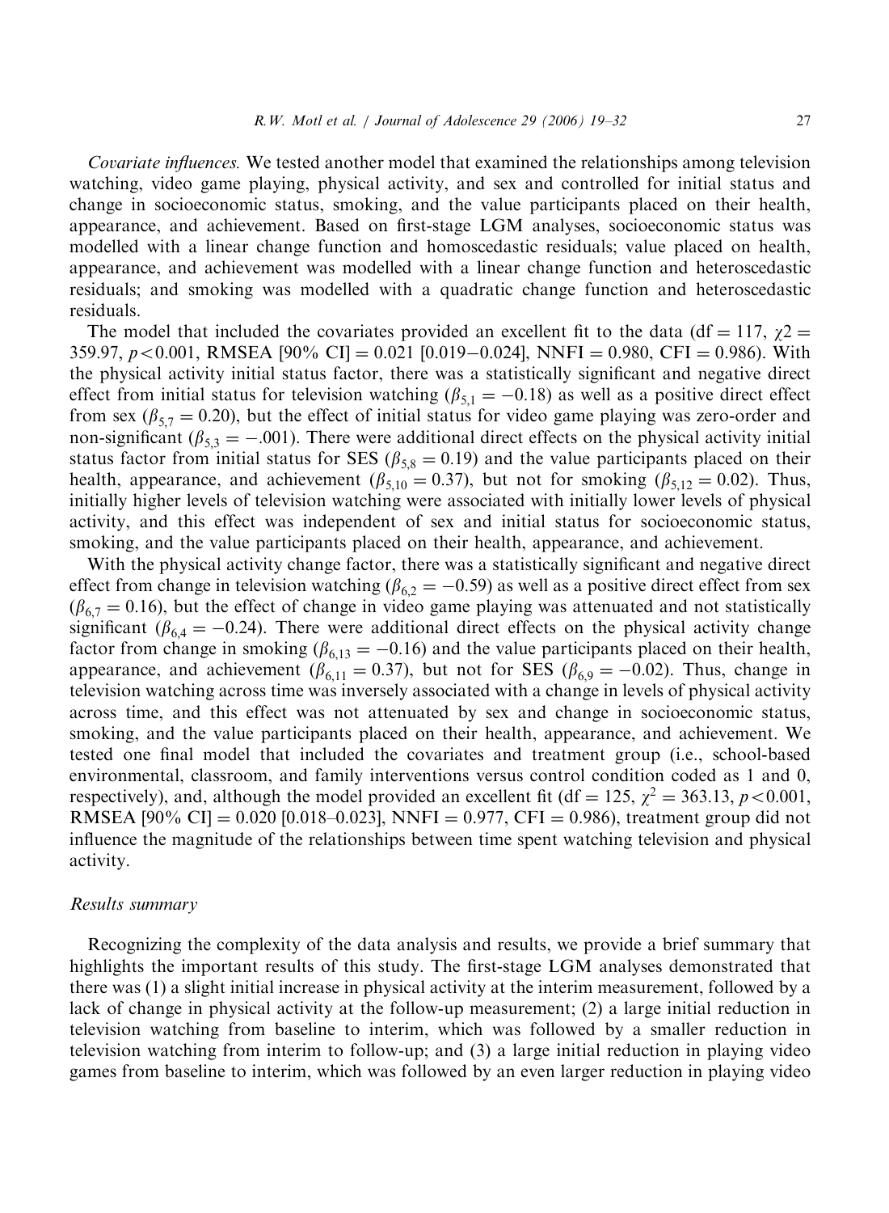*Covariate influences.* We tested another model that examined the relationships among television watching, video game playing, physical activity, and sex and controlled for initial status and change in socioeconomic status, smoking, and the value participants placed on their health, appearance, and achievement. Based on first-stage LGM analyses, socioeconomic status was modelled with a linear change function and homoscedastic residuals; value placed on health, appearance, and achievement was modelled with a linear change function and heteroscedastic residuals; and smoking was modelled with a quadratic change function and heteroscedastic residuals.

The model that included the covariates provided an excellent fit to the data (df = 117, $\chi 2 =$ 359.97, $p<0.001$, RMSEA [90% CI] = 0.021 [0.019–0.024], NNFI = 0.980, CFI = 0.986). With the physical activity initial status factor, there was a statistically significant and negative direct effect from initial status for television watching ($\beta_{5,1} = -0.18$) as well as a positive direct effect from sex ($\beta_{5,7} = 0.20$), but the effect of initial status for video game playing was zero-order and non-significant ($\beta_{5,3} = -.001$). There were additional direct effects on the physical activity initial status factor from initial status for SES ($\beta_{5,8} = 0.19$) and the value participants placed on their health, appearance, and achievement ($\beta_{5,10} = 0.37$), but not for smoking ($\beta_{5,12} = 0.02$). Thus, initially higher levels of television watching were associated with initially lower levels of physical activity, and this effect was independent of sex and initial status for socioeconomic status, smoking, and the value participants placed on their health, appearance, and achievement.

With the physical activity change factor, there was a statistically significant and negative direct effect from change in television watching ($\beta_{6,2} = -0.59$) as well as a positive direct effect from sex ($\beta_{6,7} = 0.16$), but the effect of change in video game playing was attenuated and not statistically significant ($\beta_{6,4} = -0.24$). There were additional direct effects on the physical activity change factor from change in smoking ($\beta_{6,13} = -0.16$) and the value participants placed on their health, appearance, and achievement ($\beta_{6,11} = 0.37$), but not for SES ($\beta_{6,9} = -0.02$). Thus, change in television watching across time was inversely associated with a change in levels of physical activity across time, and this effect was not attenuated by sex and change in socioeconomic status, smoking, and the value participants placed on their health, appearance, and achievement. We tested one final model that included the covariates and treatment group (i.e., school-based environmental, classroom, and family interventions versus control condition coded as 1 and 0, respectively), and, although the model provided an excellent fit (df = 125, $\chi^2 = 363.13$, $p<0.001$, RMSEA [90% CI] = 0.020 [0.018–0.023], NNFI = 0.977, CFI = 0.986), treatment group did not influence the magnitude of the relationships between time spent watching television and physical activity.

### *Results summary*

Recognizing the complexity of the data analysis and results, we provide a brief summary that highlights the important results of this study. The first-stage LGM analyses demonstrated that there was (1) a slight initial increase in physical activity at the interim measurement, followed by a lack of change in physical activity at the follow-up measurement; (2) a large initial reduction in television watching from baseline to interim, which was followed by a smaller reduction in television watching from interim to follow-up; and (3) a large initial reduction in playing video games from baseline to interim, which was followed by an even larger reduction in playing video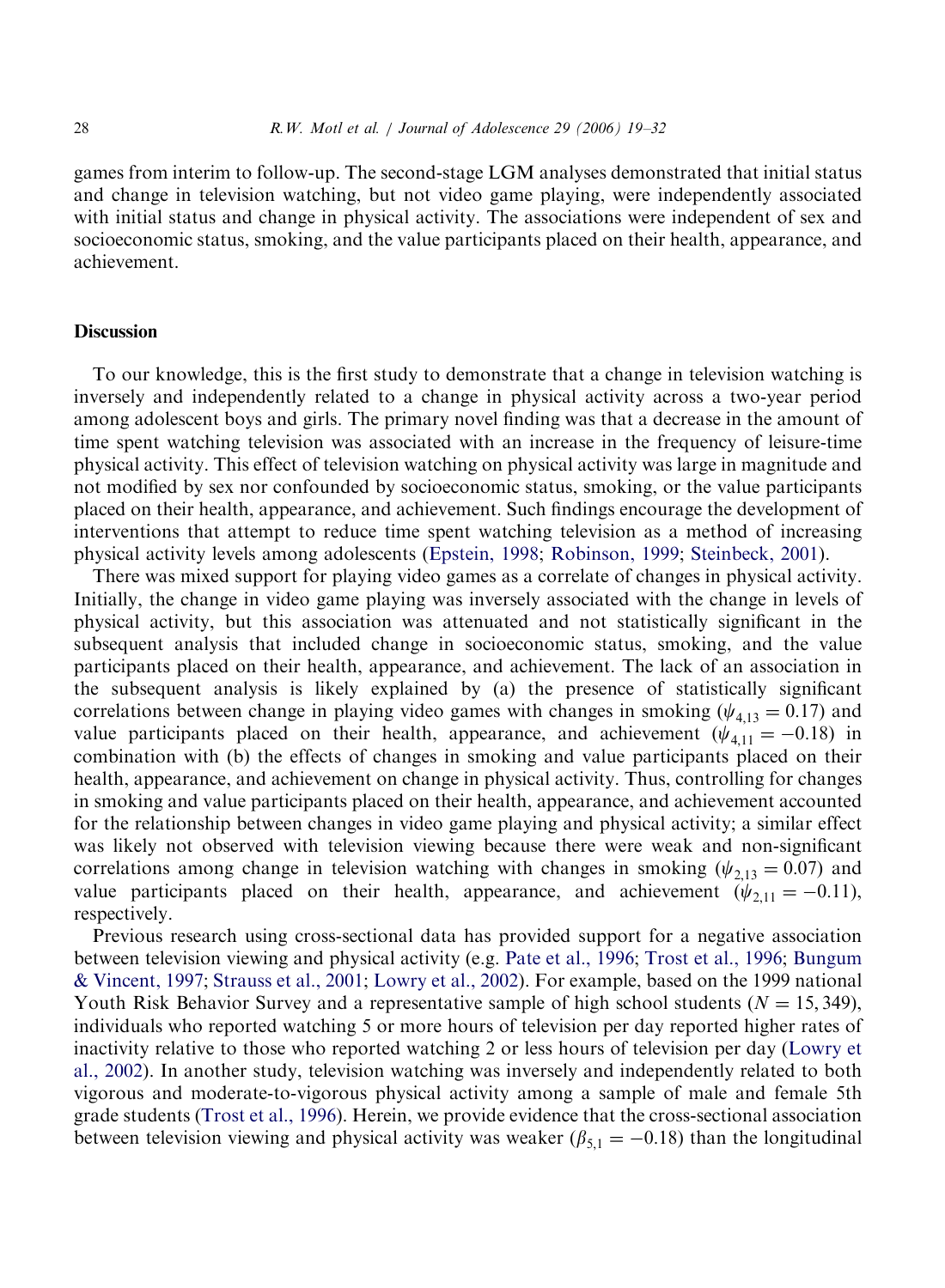games from interim to follow-up. The second-stage LGM analyses demonstrated that initial status and change in television watching, but not video game playing, were independently associated with initial status and change in physical activity. The associations were independent of sex and socioeconomic status, smoking, and the value participants placed on their health, appearance, and achievement.

## Discussion

To our knowledge, this is the first study to demonstrate that a change in television watching is inversely and independently related to a change in physical activity across a two-year period among adolescent boys and girls. The primary novel finding was that a decrease in the amount of time spent watching television was associated with an increase in the frequency of leisure-time physical activity. This effect of television watching on physical activity was large in magnitude and not modified by sex nor confounded by socioeconomic status, smoking, or the value participants placed on their health, appearance, and achievement. Such findings encourage the development of interventions that attempt to reduce time spent watching television as a method of increasing physical activity levels among adolescents (Epstein, 1998; Robinson, 1999; Steinbeck, 2001).

There was mixed support for playing video games as a correlate of changes in physical activity. Initially, the change in video game playing was inversely associated with the change in levels of physical activity, but this association was attenuated and not statistically significant in the subsequent analysis that included change in socioeconomic status, smoking, and the value participants placed on their health, appearance, and achievement. The lack of an association in the subsequent analysis is likely explained by (a) the presence of statistically significant correlations between change in playing video games with changes in smoking ($\psi_{4,13} = 0.17$) and value participants placed on their health, appearance, and achievement ($\psi_{4,11} = -0.18$) in combination with (b) the effects of changes in smoking and value participants placed on their health, appearance, and achievement on change in physical activity. Thus, controlling for changes in smoking and value participants placed on their health, appearance, and achievement accounted for the relationship between changes in video game playing and physical activity; a similar effect was likely not observed with television viewing because there were weak and non-significant correlations among change in television watching with changes in smoking ($\psi_{2,13} = 0.07$) and value participants placed on their health, appearance, and achievement ($\psi_{2,11} = -0.11$), respectively.

Previous research using cross-sectional data has provided support for a negative association between television viewing and physical activity (e.g. Pate et al., 1996; Trost et al., 1996; Bungum & Vincent, 1997; Strauss et al., 2001; Lowry et al., 2002). For example, based on the 1999 national Youth Risk Behavior Survey and a representative sample of high school students ($N = 15,349$), individuals who reported watching 5 or more hours of television per day reported higher rates of inactivity relative to those who reported watching 2 or less hours of television per day (Lowry et al., 2002). In another study, television watching was inversely and independently related to both vigorous and moderate-to-vigorous physical activity among a sample of male and female 5th grade students (Trost et al., 1996). Herein, we provide evidence that the cross-sectional association between television viewing and physical activity was weaker ($\beta_{5,1} = -0.18$) than the longitudinal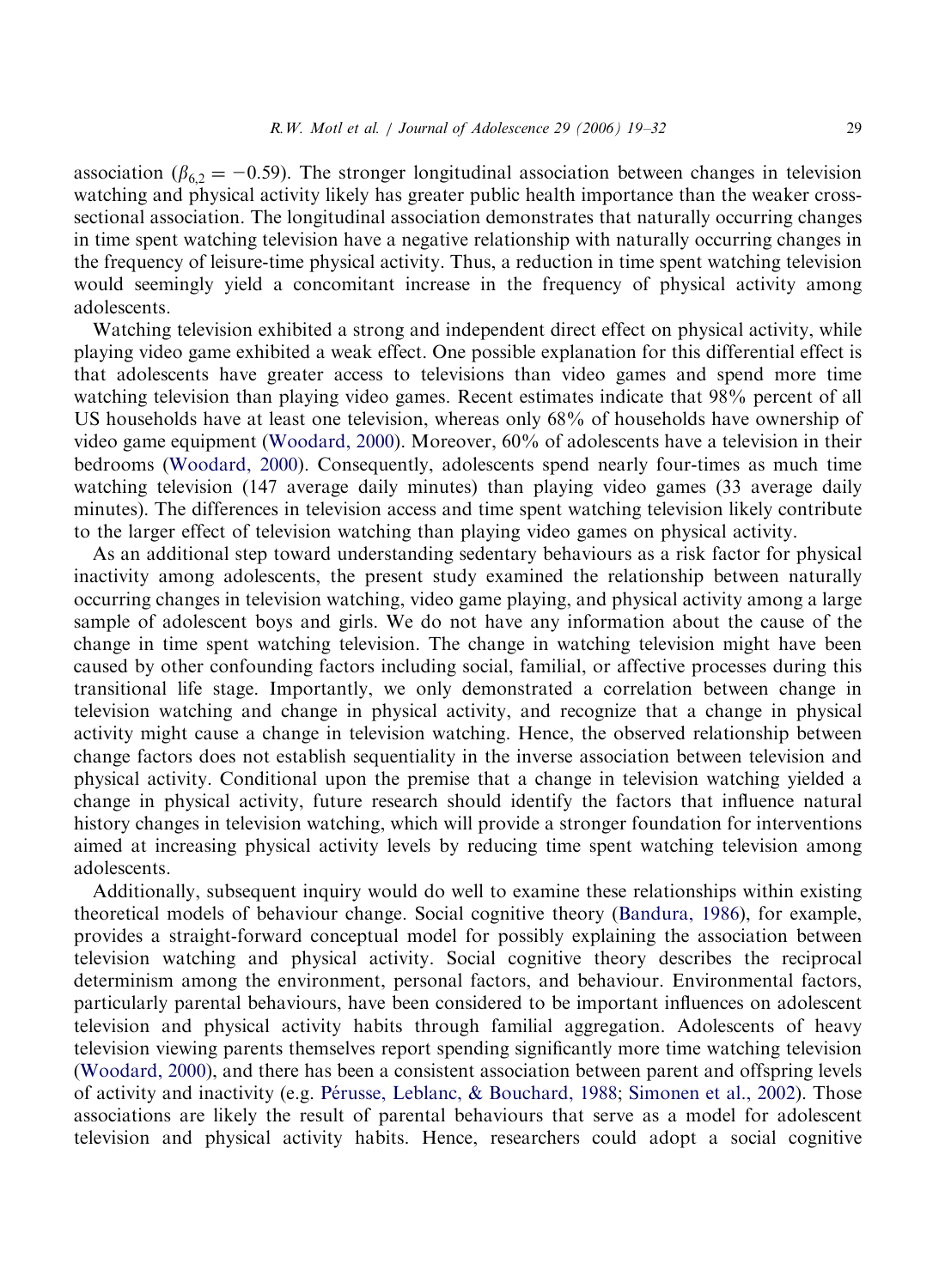association ($\beta_{6,2} = -0.59$). The stronger longitudinal association between changes in television watching and physical activity likely has greater public health importance than the weaker cross-sectional association. The longitudinal association demonstrates that naturally occurring changes in time spent watching television have a negative relationship with naturally occurring changes in the frequency of leisure-time physical activity. Thus, a reduction in time spent watching television would seemingly yield a concomitant increase in the frequency of physical activity among adolescents.

Watching television exhibited a strong and independent direct effect on physical activity, while playing video game exhibited a weak effect. One possible explanation for this differential effect is that adolescents have greater access to televisions than video games and spend more time watching television than playing video games. Recent estimates indicate that 98% percent of all US households have at least one television, whereas only 68% of households have ownership of video game equipment (Woodard, 2000). Moreover, 60% of adolescents have a television in their bedrooms (Woodard, 2000). Consequently, adolescents spend nearly four-times as much time watching television (147 average daily minutes) than playing video games (33 average daily minutes). The differences in television access and time spent watching television likely contribute to the larger effect of television watching than playing video games on physical activity.

As an additional step toward understanding sedentary behaviours as a risk factor for physical inactivity among adolescents, the present study examined the relationship between naturally occurring changes in television watching, video game playing, and physical activity among a large sample of adolescent boys and girls. We do not have any information about the cause of the change in time spent watching television. The change in watching television might have been caused by other confounding factors including social, familial, or affective processes during this transitional life stage. Importantly, we only demonstrated a correlation between change in television watching and change in physical activity, and recognize that a change in physical activity might cause a change in television watching. Hence, the observed relationship between change factors does not establish sequentiality in the inverse association between television and physical activity. Conditional upon the premise that a change in television watching yielded a change in physical activity, future research should identify the factors that influence natural history changes in television watching, which will provide a stronger foundation for interventions aimed at increasing physical activity levels by reducing time spent watching television among adolescents.

Additionally, subsequent inquiry would do well to examine these relationships within existing theoretical models of behaviour change. Social cognitive theory (Bandura, 1986), for example, provides a straight-forward conceptual model for possibly explaining the association between television watching and physical activity. Social cognitive theory describes the reciprocal determinism among the environment, personal factors, and behaviour. Environmental factors, particularly parental behaviours, have been considered to be important influences on adolescent television and physical activity habits through familial aggregation. Adolescents of heavy television viewing parents themselves report spending significantly more time watching television (Woodard, 2000), and there has been a consistent association between parent and offspring levels of activity and inactivity (e.g. Pérusse, Leblanc, & Bouchard, 1988; Simonen et al., 2002). Those associations are likely the result of parental behaviours that serve as a model for adolescent television and physical activity habits. Hence, researchers could adopt a social cognitive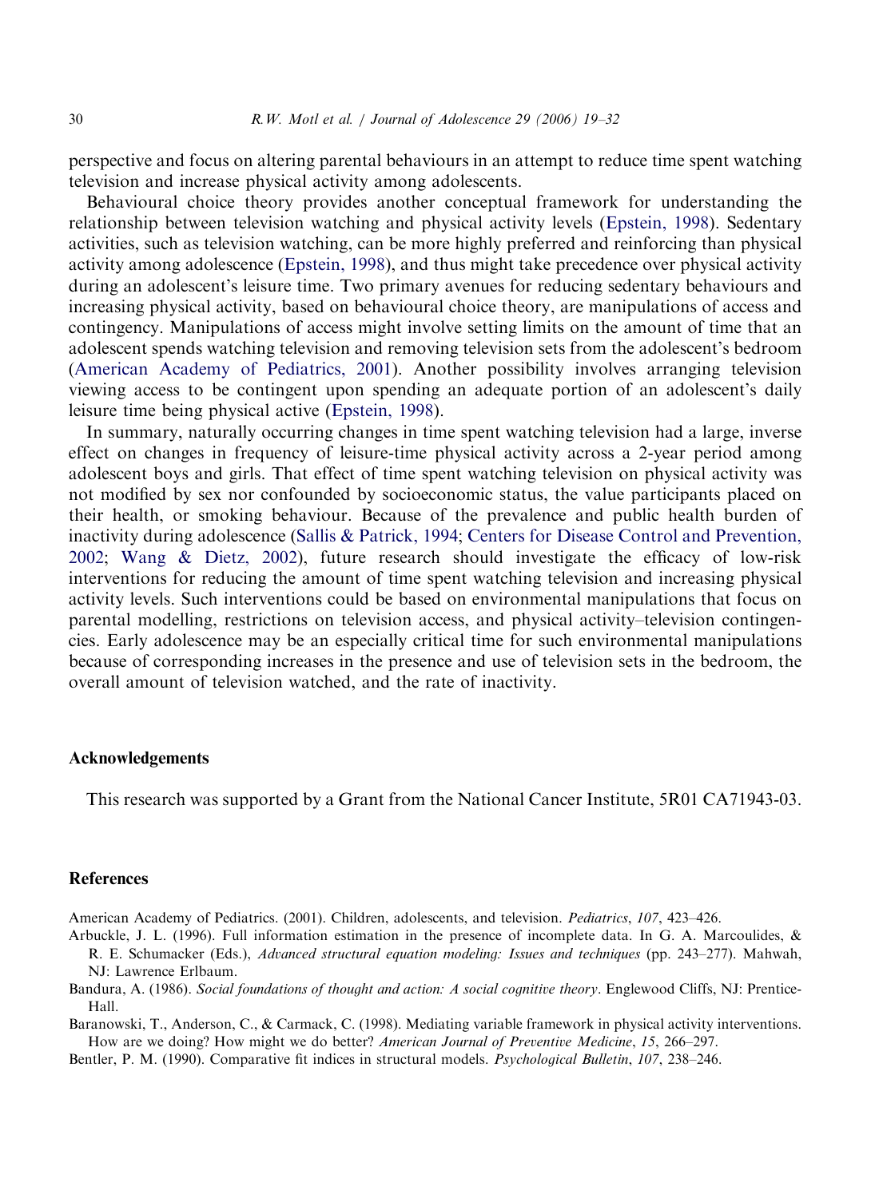perspective and focus on altering parental behaviours in an attempt to reduce time spent watching television and increase physical activity among adolescents.

Behavioural choice theory provides another conceptual framework for understanding the relationship between television watching and physical activity levels (Epstein, 1998). Sedentary activities, such as television watching, can be more highly preferred and reinforcing than physical activity among adolescence (Epstein, 1998), and thus might take precedence over physical activity during an adolescent's leisure time. Two primary avenues for reducing sedentary behaviours and increasing physical activity, based on behavioural choice theory, are manipulations of access and contingency. Manipulations of access might involve setting limits on the amount of time that an adolescent spends watching television and removing television sets from the adolescent's bedroom (American Academy of Pediatrics, 2001). Another possibility involves arranging television viewing access to be contingent upon spending an adequate portion of an adolescent's daily leisure time being physical active (Epstein, 1998).

In summary, naturally occurring changes in time spent watching television had a large, inverse effect on changes in frequency of leisure-time physical activity across a 2-year period among adolescent boys and girls. That effect of time spent watching television on physical activity was not modified by sex nor confounded by socioeconomic status, the value participants placed on their health, or smoking behaviour. Because of the prevalence and public health burden of inactivity during adolescence (Sallis & Patrick, 1994; Centers for Disease Control and Prevention, 2002; Wang & Dietz, 2002), future research should investigate the efficacy of low-risk interventions for reducing the amount of time spent watching television and increasing physical activity levels. Such interventions could be based on environmental manipulations that focus on parental modelling, restrictions on television access, and physical activity–television contingencies. Early adolescence may be an especially critical time for such environmental manipulations because of corresponding increases in the presence and use of television sets in the bedroom, the overall amount of television watched, and the rate of inactivity.

## Acknowledgements

This research was supported by a Grant from the National Cancer Institute, 5R01 CA71943-03.

## References

American Academy of Pediatrics. (2001). Children, adolescents, and television. *Pediatrics*, *107*, 423–426.

Arbuckle, J. L. (1996). Full information estimation in the presence of incomplete data. In G. A. Marcoulides, & R. E. Schumacker (Eds.), *Advanced structural equation modeling: Issues and techniques* (pp. 243–277). Mahwah, NJ: Lawrence Erlbaum.

Bandura, A. (1986). *Social foundations of thought and action: A social cognitive theory*. Englewood Cliffs, NJ: Prentice-Hall.

Baranowski, T., Anderson, C., & Carmack, C. (1998). Mediating variable framework in physical activity interventions. How are we doing? How might we do better? *American Journal of Preventive Medicine*, *15*, 266–297.

Bentler, P. M. (1990). Comparative fit indices in structural models. *Psychological Bulletin*, *107*, 238–246.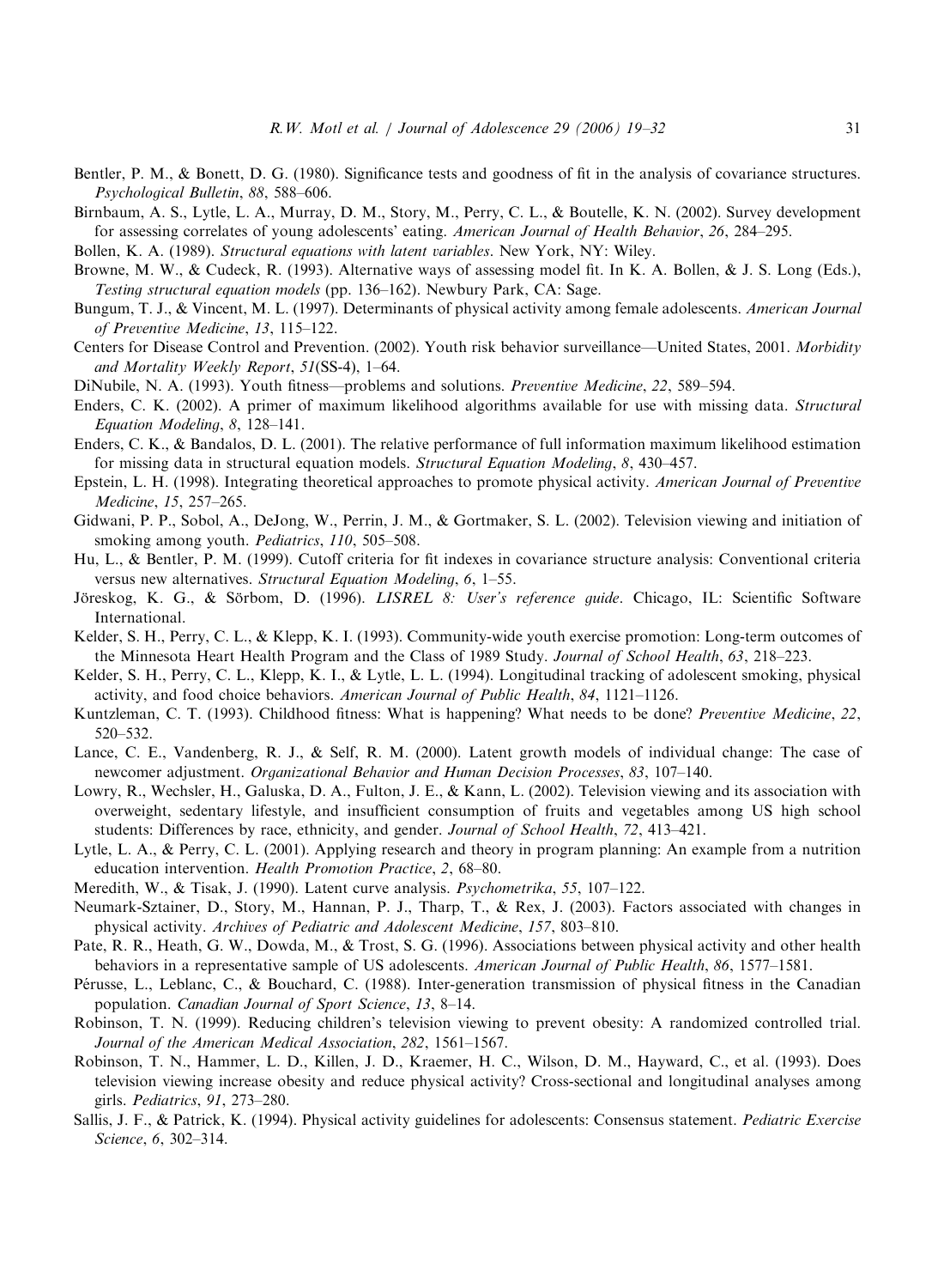Bentler, P. M., & Bonett, D. G. (1980). Significance tests and goodness of fit in the analysis of covariance structures. *Psychological Bulletin*, *88*, 588–606.

Birnbaum, A. S., Lytle, L. A., Murray, D. M., Story, M., Perry, C. L., & Boutelle, K. N. (2002). Survey development for assessing correlates of young adolescents' eating. *American Journal of Health Behavior*, *26*, 284–295.

Bollen, K. A. (1989). *Structural equations with latent variables*. New York, NY: Wiley.

Browne, M. W., & Cudeck, R. (1993). Alternative ways of assessing model fit. In K. A. Bollen, & J. S. Long (Eds.), *Testing structural equation models* (pp. 136–162). Newbury Park, CA: Sage.

Bungum, T. J., & Vincent, M. L. (1997). Determinants of physical activity among female adolescents. *American Journal of Preventive Medicine*, *13*, 115–122.

Centers for Disease Control and Prevention. (2002). Youth risk behavior surveillance—United States, 2001. *Morbidity and Mortality Weekly Report*, *51*(SS-4), 1–64.

DiNubile, N. A. (1993). Youth fitness—problems and solutions. *Preventive Medicine*, *22*, 589–594.

Enders, C. K. (2002). A primer of maximum likelihood algorithms available for use with missing data. *Structural Equation Modeling*, *8*, 128–141.

Enders, C. K., & Bandalos, D. L. (2001). The relative performance of full information maximum likelihood estimation for missing data in structural equation models. *Structural Equation Modeling*, *8*, 430–457.

Epstein, L. H. (1998). Integrating theoretical approaches to promote physical activity. *American Journal of Preventive Medicine*, *15*, 257–265.

Gidwani, P. P., Sobol, A., DeJong, W., Perrin, J. M., & Gortmaker, S. L. (2002). Television viewing and initiation of smoking among youth. *Pediatrics*, *110*, 505–508.

Hu, L., & Bentler, P. M. (1999). Cutoff criteria for fit indexes in covariance structure analysis: Conventional criteria versus new alternatives. *Structural Equation Modeling*, *6*, 1–55.

Jöreskog, K. G., & Sörbom, D. (1996). *LISREL 8: User's reference guide*. Chicago, IL: Scientific Software International.

Kelder, S. H., Perry, C. L., & Klepp, K. I. (1993). Community-wide youth exercise promotion: Long-term outcomes of the Minnesota Heart Health Program and the Class of 1989 Study. *Journal of School Health*, *63*, 218–223.

Kelder, S. H., Perry, C. L., Klepp, K. I., & Lytle, L. L. (1994). Longitudinal tracking of adolescent smoking, physical activity, and food choice behaviors. *American Journal of Public Health*, *84*, 1121–1126.

Kuntzleman, C. T. (1993). Childhood fitness: What is happening? What needs to be done? *Preventive Medicine*, *22*, 520–532.

Lance, C. E., Vandenberg, R. J., & Self, R. M. (2000). Latent growth models of individual change: The case of newcomer adjustment. *Organizational Behavior and Human Decision Processes*, *83*, 107–140.

Lowry, R., Wechsler, H., Galuska, D. A., Fulton, J. E., & Kann, L. (2002). Television viewing and its association with overweight, sedentary lifestyle, and insufficient consumption of fruits and vegetables among US high school students: Differences by race, ethnicity, and gender. *Journal of School Health*, *72*, 413–421.

Lytle, L. A., & Perry, C. L. (2001). Applying research and theory in program planning: An example from a nutrition education intervention. *Health Promotion Practice*, *2*, 68–80.

Meredith, W., & Tisak, J. (1990). Latent curve analysis. *Psychometrika*, *55*, 107–122.

Neumark-Sztainer, D., Story, M., Hannan, P. J., Tharp, T., & Rex, J. (2003). Factors associated with changes in physical activity. *Archives of Pediatric and Adolescent Medicine*, *157*, 803–810.

Pate, R. R., Heath, G. W., Dowda, M., & Trost, S. G. (1996). Associations between physical activity and other health behaviors in a representative sample of US adolescents. *American Journal of Public Health*, *86*, 1577–1581.

Pérusse, L., Leblanc, C., & Bouchard, C. (1988). Inter-generation transmission of physical fitness in the Canadian population. *Canadian Journal of Sport Science*, *13*, 8–14.

Robinson, T. N. (1999). Reducing children's television viewing to prevent obesity: A randomized controlled trial. *Journal of the American Medical Association*, *282*, 1561–1567.

Robinson, T. N., Hammer, L. D., Killen, J. D., Kraemer, H. C., Wilson, D. M., Hayward, C., et al. (1993). Does television viewing increase obesity and reduce physical activity? Cross-sectional and longitudinal analyses among girls. *Pediatrics*, *91*, 273–280.

Sallis, J. F., & Patrick, K. (1994). Physical activity guidelines for adolescents: Consensus statement. *Pediatric Exercise Science*, *6*, 302–314.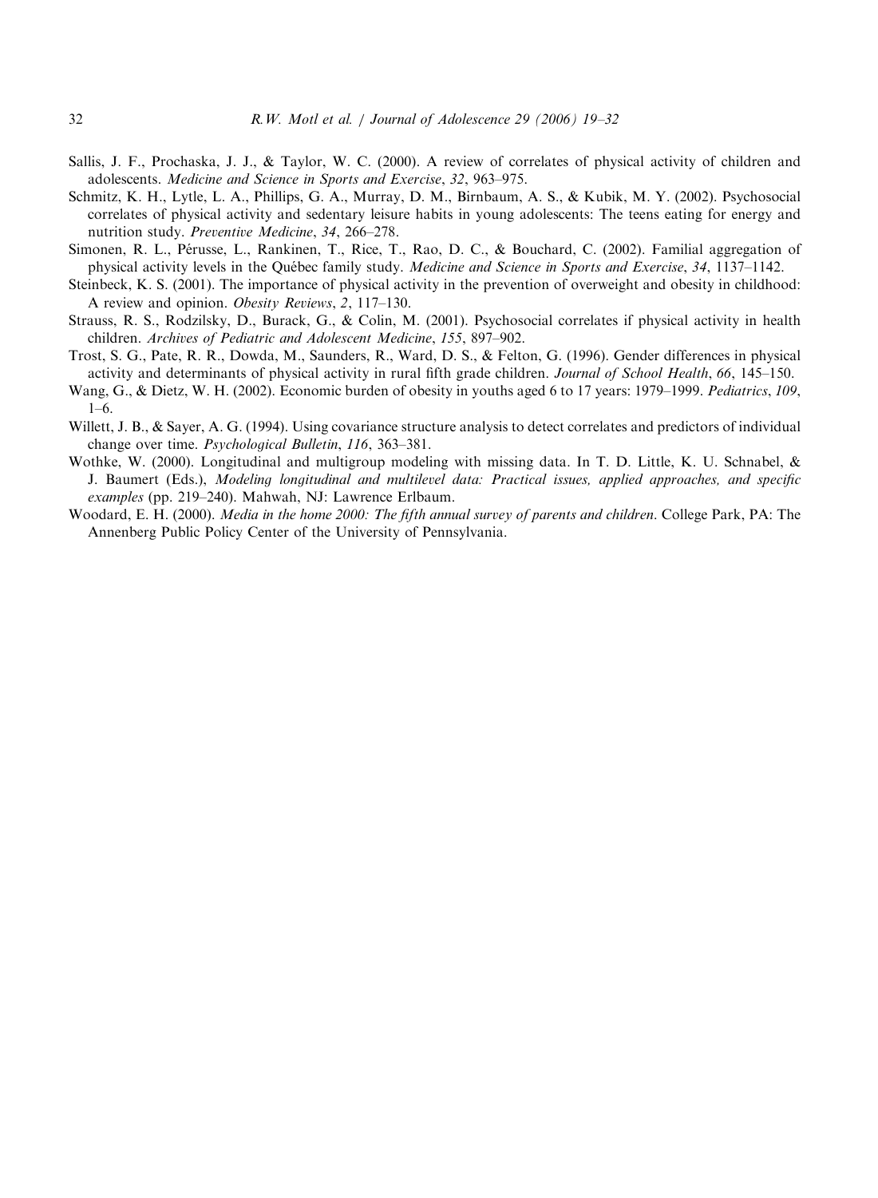Sallis, J. F., Prochaska, J. J., & Taylor, W. C. (2000). A review of correlates of physical activity of children and adolescents. *Medicine and Science in Sports and Exercise*, *32*, 963–975.

Schmitz, K. H., Lytle, L. A., Phillips, G. A., Murray, D. M., Birnbaum, A. S., & Kubik, M. Y. (2002). Psychosocial correlates of physical activity and sedentary leisure habits in young adolescents: The teens eating for energy and nutrition study. *Preventive Medicine*, *34*, 266–278.

Simonen, R. L., Pérusse, L., Rankinen, T., Rice, T., Rao, D. C., & Bouchard, C. (2002). Familial aggregation of physical activity levels in the Québec family study. *Medicine and Science in Sports and Exercise*, *34*, 1137–1142.

Steinbeck, K. S. (2001). The importance of physical activity in the prevention of overweight and obesity in childhood: A review and opinion. *Obesity Reviews*, *2*, 117–130.

Strauss, R. S., Rodzilsky, D., Burack, G., & Colin, M. (2001). Psychosocial correlates if physical activity in health children. *Archives of Pediatric and Adolescent Medicine*, *155*, 897–902.

Trost, S. G., Pate, R. R., Dowda, M., Saunders, R., Ward, D. S., & Felton, G. (1996). Gender differences in physical activity and determinants of physical activity in rural fifth grade children. *Journal of School Health*, *66*, 145–150.

Wang, G., & Dietz, W. H. (2002). Economic burden of obesity in youths aged 6 to 17 years: 1979–1999. *Pediatrics*, *109*, 1–6.

Willett, J. B., & Sayer, A. G. (1994). Using covariance structure analysis to detect correlates and predictors of individual change over time. *Psychological Bulletin*, *116*, 363–381.

Wothke, W. (2000). Longitudinal and multigroup modeling with missing data. In T. D. Little, K. U. Schnabel, & J. Baumert (Eds.), *Modeling longitudinal and multilevel data: Practical issues, applied approaches, and specific examples* (pp. 219–240). Mahwah, NJ: Lawrence Erlbaum.

Woodard, E. H. (2000). *Media in the home 2000: The fifth annual survey of parents and children*. College Park, PA: The Annenberg Public Policy Center of the University of Pennsylvania.